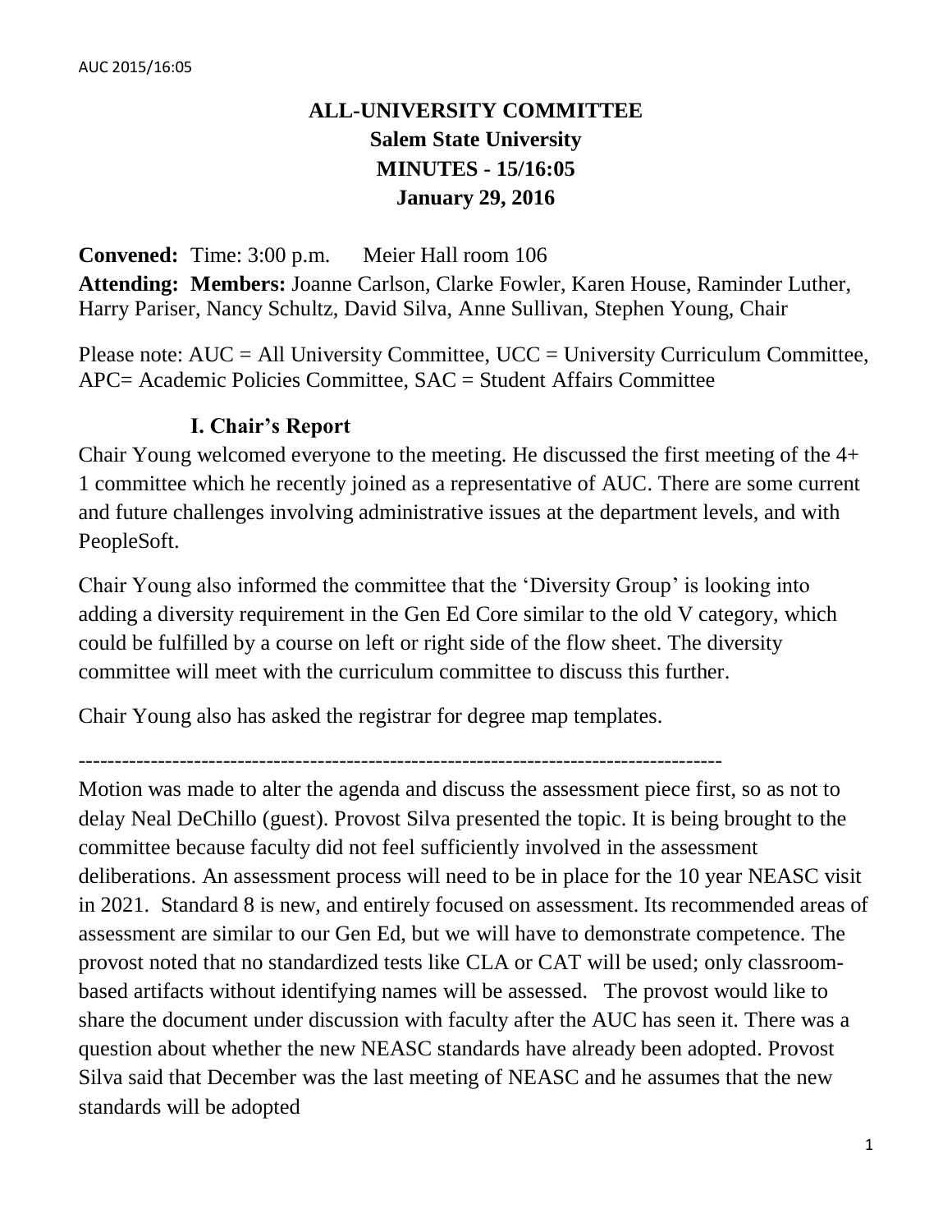# ALL-UNIVERSITY COMMITTEE
## Salem State University
## MINUTES - 15/16:05
## January 29, 2016

**Convened:** Time: 3:00 p.m. Meier Hall room 106

**Attending: Members:** Joanne Carlson, Clarke Fowler, Karen House, Raminder Luther, Harry Pariser, Nancy Schultz, David Silva, Anne Sullivan, Stephen Young, Chair

Please note: AUC = All University Committee, UCC = University Curriculum Committee, APC= Academic Policies Committee, SAC = Student Affairs Committee

### I. Chair's Report

Chair Young welcomed everyone to the meeting. He discussed the first meeting of the 4+ 1 committee which he recently joined as a representative of AUC. There are some current and future challenges involving administrative issues at the department levels, and with PeopleSoft.

Chair Young also informed the committee that the 'Diversity Group' is looking into adding a diversity requirement in the Gen Ed Core similar to the old V category, which could be fulfilled by a course on left or right side of the flow sheet. The diversity committee will meet with the curriculum committee to discuss this further.

Chair Young also has asked the registrar for degree map templates.

---

Motion was made to alter the agenda and discuss the assessment piece first, so as not to delay Neal DeChillo (guest). Provost Silva presented the topic. It is being brought to the committee because faculty did not feel sufficiently involved in the assessment deliberations. An assessment process will need to be in place for the 10 year NEASC visit in 2021. Standard 8 is new, and entirely focused on assessment. Its recommended areas of assessment are similar to our Gen Ed, but we will have to demonstrate competence. The provost noted that no standardized tests like CLA or CAT will be used; only classroom-based artifacts without identifying names will be assessed. The provost would like to share the document under discussion with faculty after the AUC has seen it. There was a question about whether the new NEASC standards have already been adopted. Provost Silva said that December was the last meeting of NEASC and he assumes that the new standards will be adopted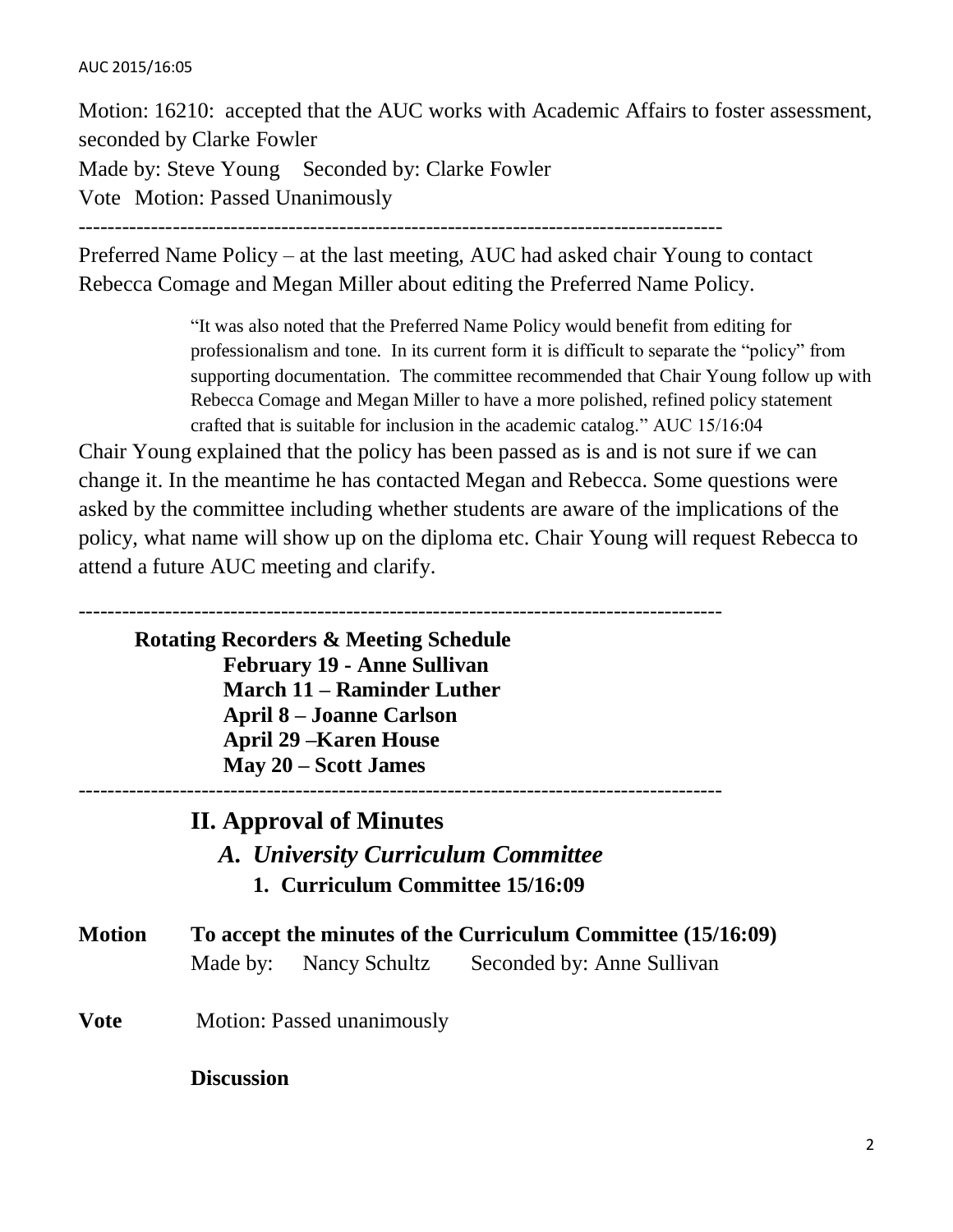Motion: 16210: accepted that the AUC works with Academic Affairs to foster assessment, seconded by Clarke Fowler

Made by: Steve Young   Seconded by: Clarke Fowler

Vote  Motion: Passed Unanimously

---

Preferred Name Policy – at the last meeting, AUC had asked chair Young to contact Rebecca Comage and Megan Miller about editing the Preferred Name Policy.

> "It was also noted that the Preferred Name Policy would benefit from editing for professionalism and tone. In its current form it is difficult to separate the "policy" from supporting documentation. The committee recommended that Chair Young follow up with Rebecca Comage and Megan Miller to have a more polished, refined policy statement crafted that is suitable for inclusion in the academic catalog." AUC 15/16:04

Chair Young explained that the policy has been passed as is and is not sure if we can change it. In the meantime he has contacted Megan and Rebecca. Some questions were asked by the committee including whether students are aware of the implications of the policy, what name will show up on the diploma etc. Chair Young will request Rebecca to attend a future AUC meeting and clarify.

---

**Rotating Recorders & Meeting Schedule**

**February 19 - Anne Sullivan**
**March 11 – Raminder Luther**
**April 8 – Joanne Carlson**
**April 29 –Karen House**
**May 20 – Scott James**

---

## II. Approval of Minutes

### *A. University Curriculum Committee*

#### 1. Curriculum Committee 15/16:09

**Motion**  **To accept the minutes of the Curriculum Committee (15/16:09)**

Made by:  Nancy Schultz   Seconded by: Anne Sullivan

**Vote**  Motion: Passed unanimously

**Discussion**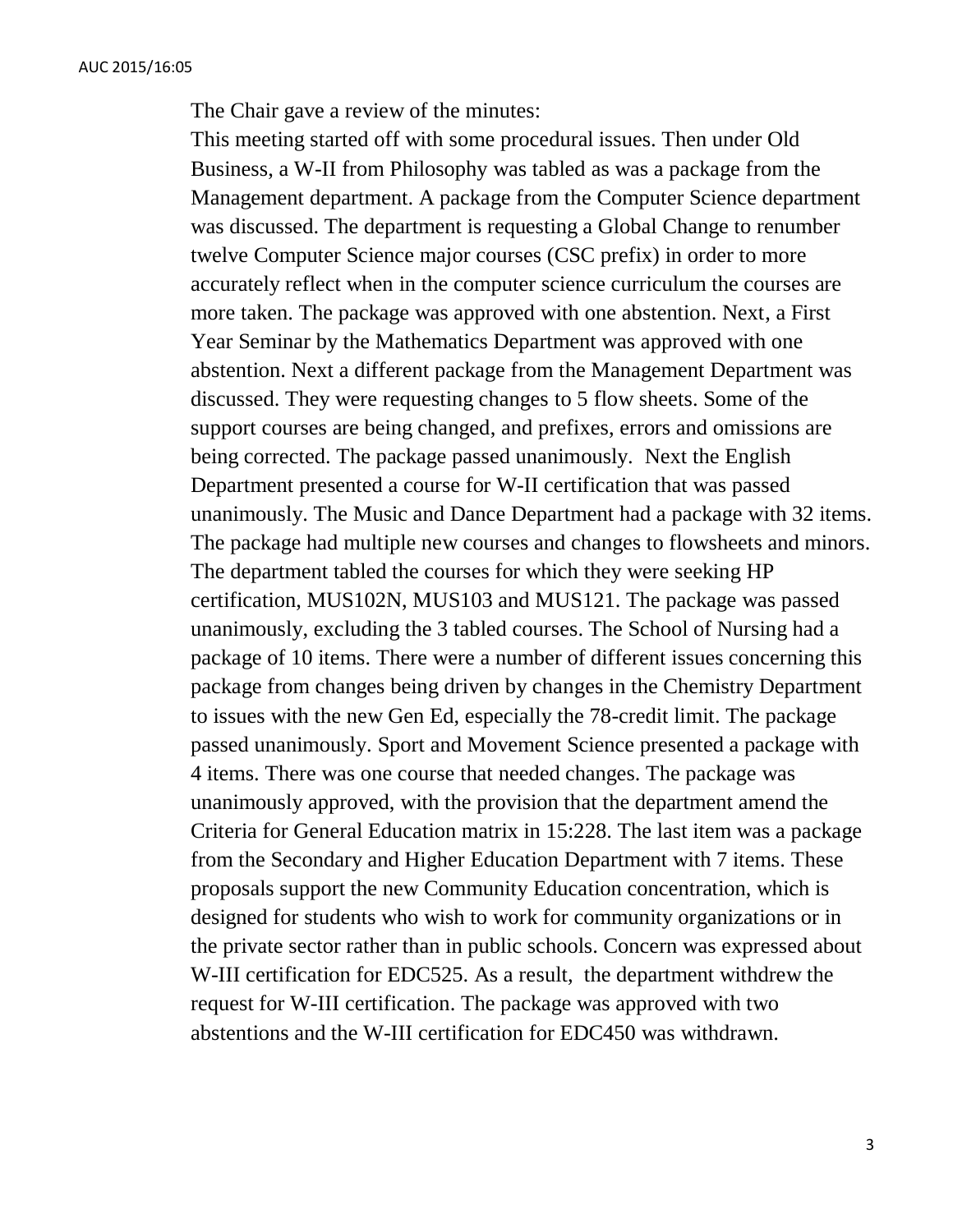The Chair gave a review of the minutes:

This meeting started off with some procedural issues. Then under Old Business, a W-II from Philosophy was tabled as was a package from the Management department. A package from the Computer Science department was discussed. The department is requesting a Global Change to renumber twelve Computer Science major courses (CSC prefix) in order to more accurately reflect when in the computer science curriculum the courses are more taken. The package was approved with one abstention. Next, a First Year Seminar by the Mathematics Department was approved with one abstention. Next a different package from the Management Department was discussed. They were requesting changes to 5 flow sheets. Some of the support courses are being changed, and prefixes, errors and omissions are being corrected. The package passed unanimously. Next the English Department presented a course for W-II certification that was passed unanimously. The Music and Dance Department had a package with 32 items. The package had multiple new courses and changes to flowsheets and minors. The department tabled the courses for which they were seeking HP certification, MUS102N, MUS103 and MUS121. The package was passed unanimously, excluding the 3 tabled courses. The School of Nursing had a package of 10 items. There were a number of different issues concerning this package from changes being driven by changes in the Chemistry Department to issues with the new Gen Ed, especially the 78-credit limit. The package passed unanimously. Sport and Movement Science presented a package with 4 items. There was one course that needed changes. The package was unanimously approved, with the provision that the department amend the Criteria for General Education matrix in 15:228. The last item was a package from the Secondary and Higher Education Department with 7 items. These proposals support the new Community Education concentration, which is designed for students who wish to work for community organizations or in the private sector rather than in public schools. Concern was expressed about W-III certification for EDC525. As a result, the department withdrew the request for W-III certification. The package was approved with two abstentions and the W-III certification for EDC450 was withdrawn.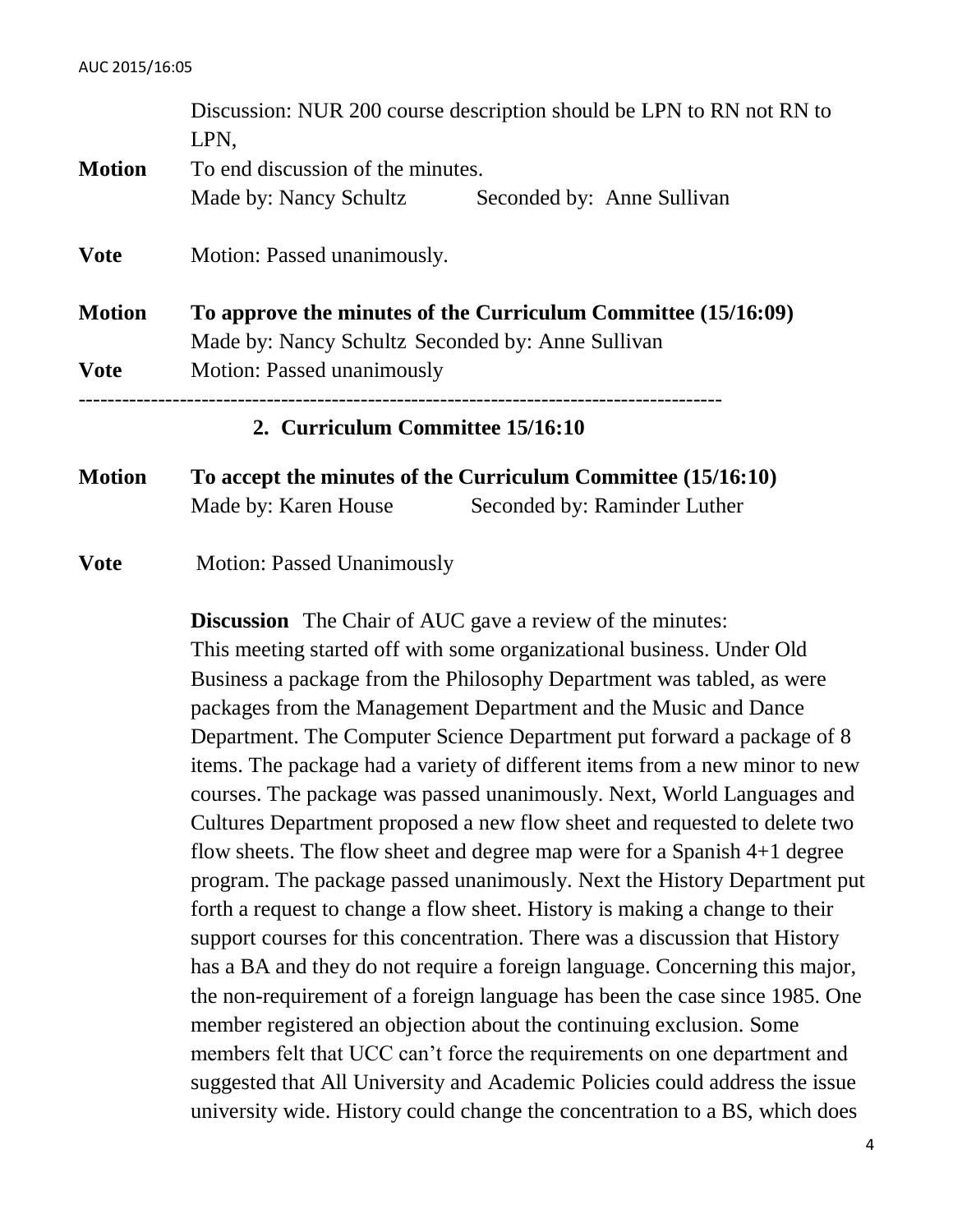Discussion: NUR 200 course description should be LPN to RN not RN to LPN,

**Motion** To end discussion of the minutes.
Made by: Nancy Schultz Seconded by: Anne Sullivan

**Vote** Motion: Passed unanimously.

**Motion** **To approve the minutes of the Curriculum Committee (15/16:09)**
Made by: Nancy Schultz Seconded by: Anne Sullivan

**Vote** Motion: Passed unanimously

---

## 2. Curriculum Committee 15/16:10

**Motion** **To accept the minutes of the Curriculum Committee (15/16:10)**
Made by: Karen House Seconded by: Raminder Luther

**Vote** Motion: Passed Unanimously

**Discussion** The Chair of AUC gave a review of the minutes:
This meeting started off with some organizational business. Under Old Business a package from the Philosophy Department was tabled, as were packages from the Management Department and the Music and Dance Department. The Computer Science Department put forward a package of 8 items. The package had a variety of different items from a new minor to new courses. The package was passed unanimously. Next, World Languages and Cultures Department proposed a new flow sheet and requested to delete two flow sheets. The flow sheet and degree map were for a Spanish 4+1 degree program. The package passed unanimously. Next the History Department put forth a request to change a flow sheet. History is making a change to their support courses for this concentration. There was a discussion that History has a BA and they do not require a foreign language. Concerning this major, the non-requirement of a foreign language has been the case since 1985. One member registered an objection about the continuing exclusion. Some members felt that UCC can't force the requirements on one department and suggested that All University and Academic Policies could address the issue university wide. History could change the concentration to a BS, which does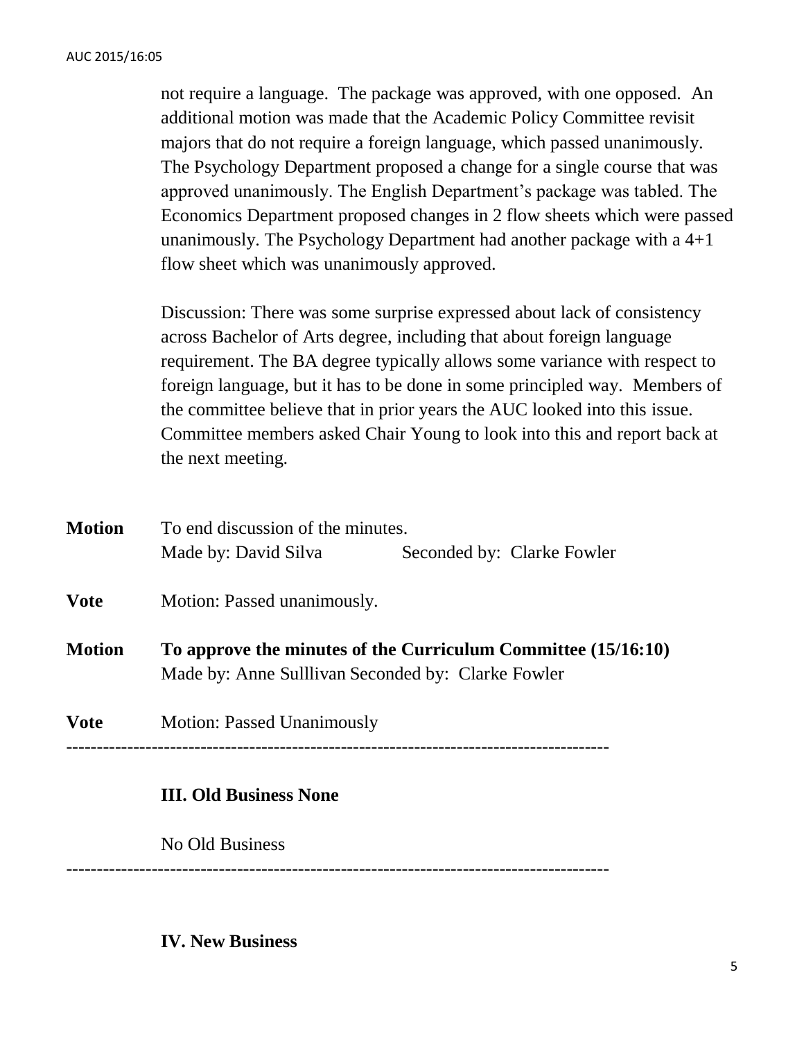not require a language. The package was approved, with one opposed. An additional motion was made that the Academic Policy Committee revisit majors that do not require a foreign language, which passed unanimously. The Psychology Department proposed a change for a single course that was approved unanimously. The English Department's package was tabled. The Economics Department proposed changes in 2 flow sheets which were passed unanimously. The Psychology Department had another package with a 4+1 flow sheet which was unanimously approved.

Discussion: There was some surprise expressed about lack of consistency across Bachelor of Arts degree, including that about foreign language requirement. The BA degree typically allows some variance with respect to foreign language, but it has to be done in some principled way. Members of the committee believe that in prior years the AUC looked into this issue. Committee members asked Chair Young to look into this and report back at the next meeting.

**Motion** To end discussion of the minutes.
Made by: David Silva Seconded by: Clarke Fowler

**Vote** Motion: Passed unanimously.

**Motion** **To approve the minutes of the Curriculum Committee (15/16:10)**
Made by: Anne Sulllivan Seconded by: Clarke Fowler

**Vote** Motion: Passed Unanimously

---

**III. Old Business None**

No Old Business

---

**IV. New Business**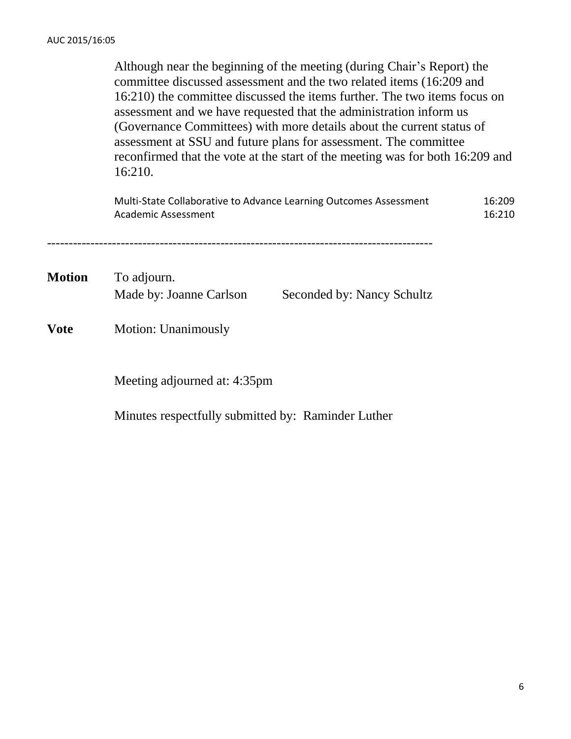Although near the beginning of the meeting (during Chair's Report) the committee discussed assessment and the two related items (16:209 and 16:210) the committee discussed the items further. The two items focus on assessment and we have requested that the administration inform us (Governance Committees) with more details about the current status of assessment at SSU and future plans for assessment. The committee reconfirmed that the vote at the start of the meeting was for both 16:209 and 16:210.

| | |
|---|---|
| Multi-State Collaborative to Advance Learning Outcomes Assessment | 16:209 |
| Academic Assessment | 16:210 |

-------------------------------------------------------------------------------------

**Motion** To adjourn.
Made by: Joanne Carlson Seconded by: Nancy Schultz

**Vote** Motion: Unanimously

Meeting adjourned at: 4:35pm

Minutes respectfully submitted by: Raminder Luther